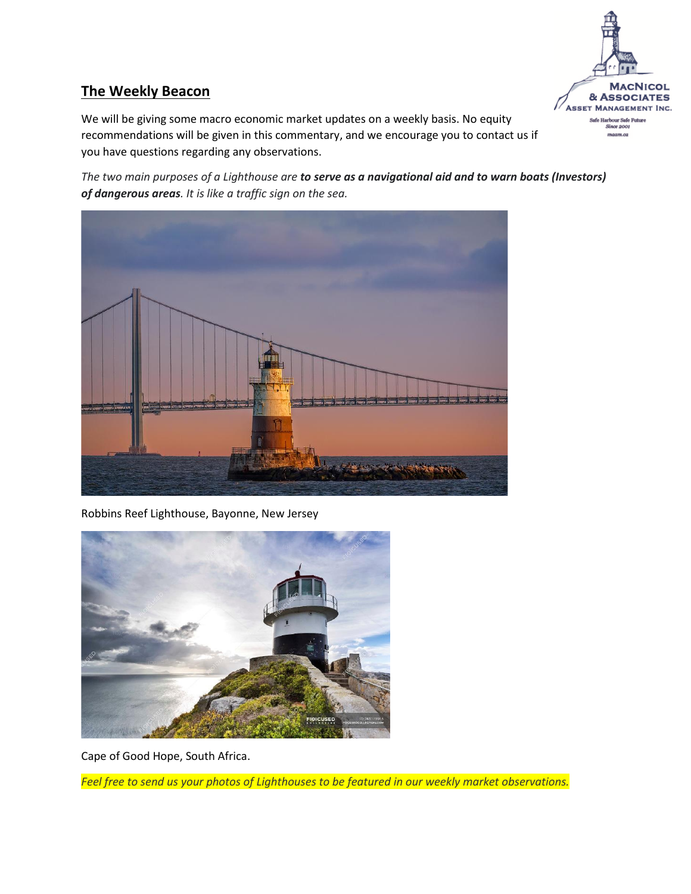## The Weekly Beacon

We will be giving some macro economic market updates on a weekly basis. No equity recommendations will be given in this commentary, and we encourage you to contact us if you have questions regarding any observations.

*The two main purposes of a Lighthouse are **to serve as a navigational aid and to warn boats (Investors) of dangerous areas**. It is like a traffic sign on the sea.*

Robbins Reef Lighthouse, Bayonne, New Jersey

Cape of Good Hope, South Africa.

*Feel free to send us your photos of Lighthouses to be featured in our weekly market observations.*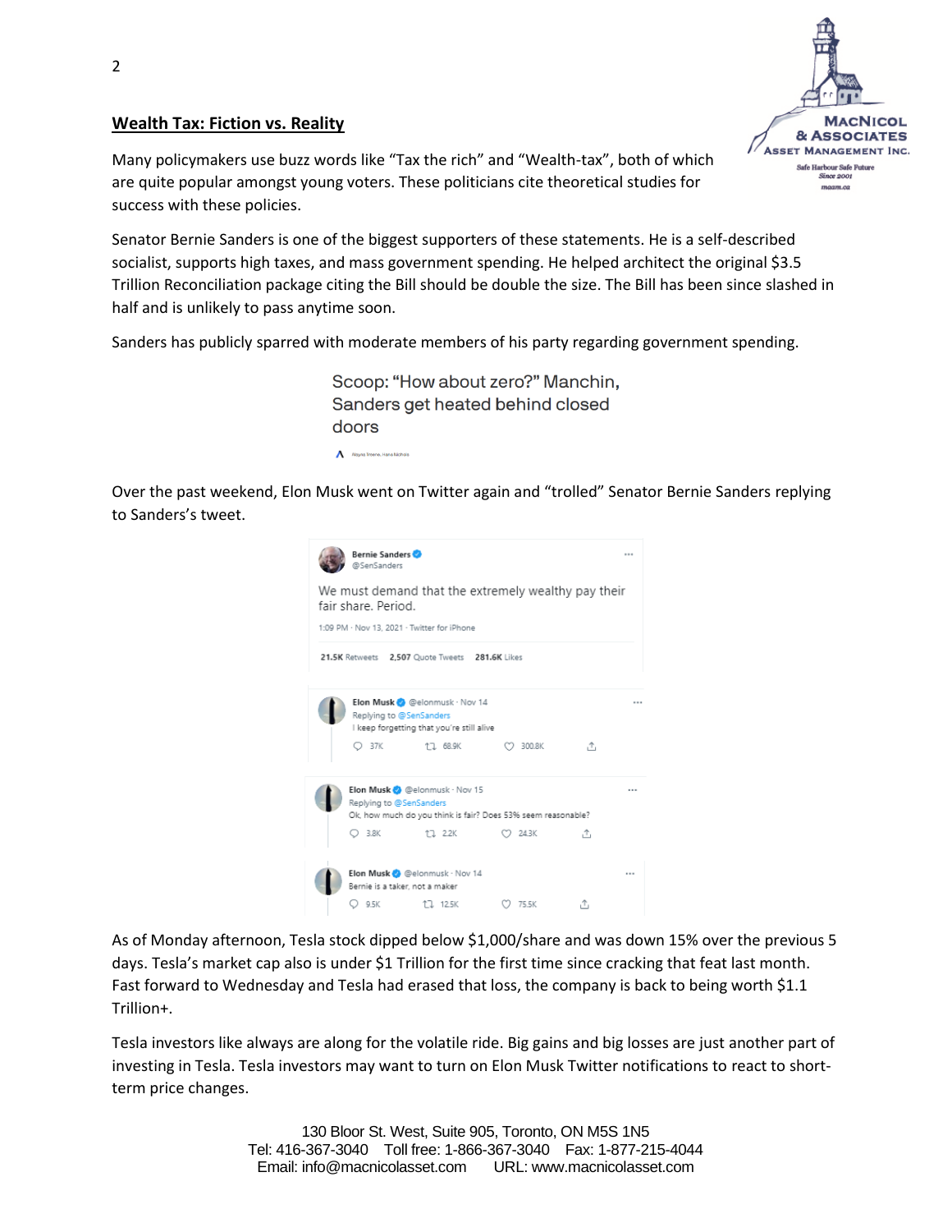## **Wealth Tax: Fiction vs. Reality**

Many policymakers use buzz words like "Tax the rich" and "Wealth-tax", both of which are quite popular amongst young voters. These politicians cite theoretical studies for success with these policies.

Senator Bernie Sanders is one of the biggest supporters of these statements. He is a self-described socialist, supports high taxes, and mass government spending. He helped architect the original $3.5 Trillion Reconciliation package citing the Bill should be double the size. The Bill has been since slashed in half and is unlikely to pass anytime soon.

Sanders has publicly sparred with moderate members of his party regarding government spending.

Scoop: "How about zero?" Manchin, Sanders get heated behind closed doors

Over the past weekend, Elon Musk went on Twitter again and "trolled" Senator Bernie Sanders replying to Sanders's tweet.

Bernie Sanders @SenSanders
We must demand that the extremely wealthy pay their fair share. Period.
1:09 PM · Nov 13, 2021 · Twitter for iPhone
21.5K Retweets 2,507 Quote Tweets 281.6K Likes

Elon Musk @elonmusk · Nov 14
Replying to @SenSanders
I keep forgetting that you're still alive
37K 68.9K 300.8K

Elon Musk @elonmusk · Nov 15
Replying to @SenSanders
Ok, how much do you think is fair? Does 53% seem reasonable?
3.8K 2.2K 24.3K

Elon Musk @elonmusk · Nov 14
Bernie is a taker, not a maker
9.5K 12.5K 75.5K

As of Monday afternoon, Tesla stock dipped below $1,000/share and was down 15% over the previous 5 days. Tesla's market cap also is under $1 Trillion for the first time since cracking that feat last month. Fast forward to Wednesday and Tesla had erased that loss, the company is back to being worth $1.1 Trillion+.

Tesla investors like always are along for the volatile ride. Big gains and big losses are just another part of investing in Tesla. Tesla investors may want to turn on Elon Musk Twitter notifications to react to short-term price changes.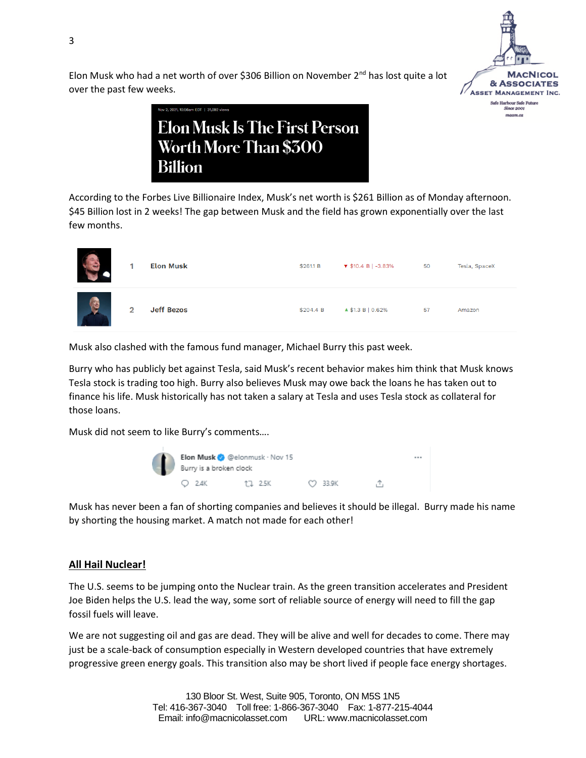Elon Musk who had a net worth of over $306 Billion on November 2nd has lost quite a lot over the past few weeks.

Nov 2, 2021, 10:56am EDT | 31,092 views

**Elon Musk Is The First Person Worth More Than $300 Billion**

According to the Forbes Live Billionaire Index, Musk's net worth is $261 Billion as of Monday afternoon. $45 Billion lost in 2 weeks! The gap between Musk and the field has grown exponentially over the last few months.

| | Rank | Name | Net Worth | Change | Age | Source |
|---|---|---|---|---|---|---|
| | 1 | Elon Musk | $261.1 B | ▼ $10.4 B \| -3.83% | 50 | Tesla, SpaceX |
| | 2 | Jeff Bezos | $204.4 B | ▲ $1.3 B \| 0.62% | 57 | Amazon |

Musk also clashed with the famous fund manager, Michael Burry this past week.

Burry who has publicly bet against Tesla, said Musk's recent behavior makes him think that Musk knows Tesla stock is trading too high. Burry also believes Musk may owe back the loans he has taken out to finance his life. Musk historically has not taken a salary at Tesla and uses Tesla stock as collateral for those loans.

Musk did not seem to like Burry's comments….

> **Elon Musk** @elonmusk · Nov 15
> Burry is a broken clock
> 2.4K 2.5K 33.9K

Musk has never been a fan of shorting companies and believes it should be illegal. Burry made his name by shorting the housing market. A match not made for each other!

## All Hail Nuclear!

The U.S. seems to be jumping onto the Nuclear train. As the green transition accelerates and President Joe Biden helps the U.S. lead the way, some sort of reliable source of energy will need to fill the gap fossil fuels will leave.

We are not suggesting oil and gas are dead. They will be alive and well for decades to come. There may just be a scale-back of consumption especially in Western developed countries that have extremely progressive green energy goals. This transition also may be short lived if people face energy shortages.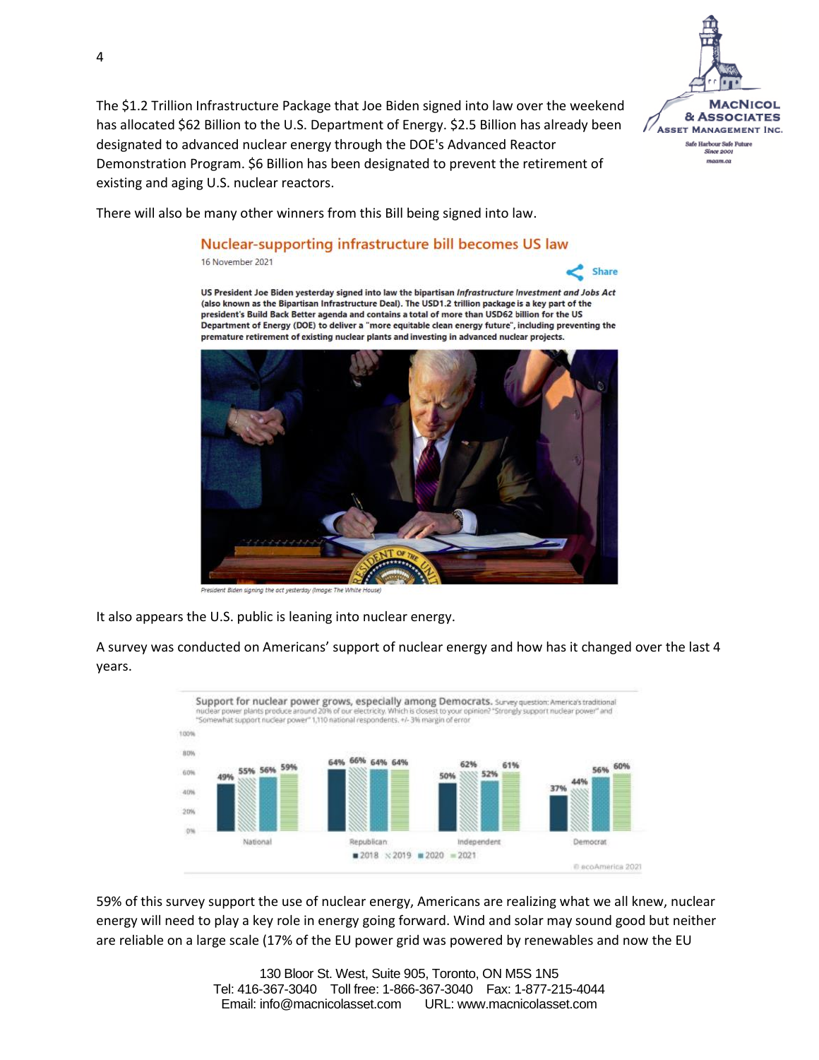The $1.2 Trillion Infrastructure Package that Joe Biden signed into law over the weekend has allocated $62 Billion to the U.S. Department of Energy. $2.5 Billion has already been designated to advanced nuclear energy through the DOE's Advanced Reactor Demonstration Program. $6 Billion has been designated to prevent the retirement of existing and aging U.S. nuclear reactors.

There will also be many other winners from this Bill being signed into law.

## Nuclear-supporting infrastructure bill becomes US law

16 November 2021

**US President Joe Biden yesterday signed into law the bipartisan *Infrastructure Investment and Jobs Act* (also known as the Bipartisan Infrastructure Deal). The USD1.2 trillion package is a key part of the president's Build Back Better agenda and contains a total of more than USD62 billion for the US Department of Energy (DOE) to deliver a "more equitable clean energy future", including preventing the premature retirement of existing nuclear plants and investing in advanced nuclear projects.**

*President Biden signing the act yesterday (Image: The White House)*

It also appears the U.S. public is leaning into nuclear energy.

A survey was conducted on Americans' support of nuclear energy and how has it changed over the last 4 years.

**Support for nuclear power grows, especially among Democrats.** Survey question: America's traditional nuclear power plants produce around 20% of our electricity. Which is closest to your opinion? "Strongly support nuclear power" and "Somewhat support nuclear power" 1,110 national respondents. +/- 3% margin of error

| | 2018 | 2019 | 2020 | 2021 |
|---|---|---|---|---|
| National | 49% | 55% | 56% | 59% |
| Republican | 64% | 66% | 64% | 64% |
| Independent | 50% | 62% | 52% | 61% |
| Democrat | 37% | 44% | 56% | 60% |

© ecoAmerica 2021

59% of this survey support the use of nuclear energy, Americans are realizing what we all knew, nuclear energy will need to play a key role in energy going forward. Wind and solar may sound good but neither are reliable on a large scale (17% of the EU power grid was powered by renewables and now the EU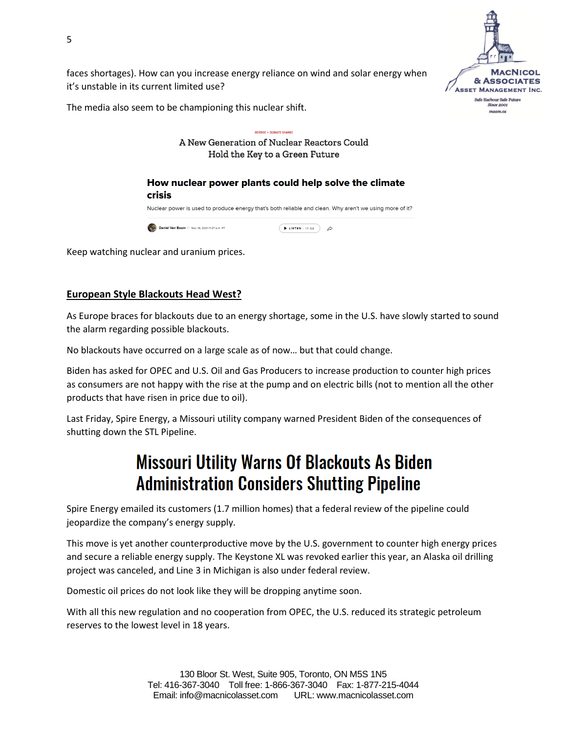faces shortages). How can you increase energy reliance on wind and solar energy when it's unstable in its current limited use?

The media also seem to be championing this nuclear shift.

SCIENCE + CLIMATE CHANGE

A New Generation of Nuclear Reactors Could Hold the Key to a Green Future

**How nuclear power plants could help solve the climate crisis**

Nuclear power is used to produce energy that's both reliable and clean. Why aren't we using more of it?

Daniel Van Boom Nov. 16, 2021 11:27 p.m. PT LISTEN · 17:56

Keep watching nuclear and uranium prices.

## European Style Blackouts Head West?

As Europe braces for blackouts due to an energy shortage, some in the U.S. have slowly started to sound the alarm regarding possible blackouts.

No blackouts have occurred on a large scale as of now… but that could change.

Biden has asked for OPEC and U.S. Oil and Gas Producers to increase production to counter high prices as consumers are not happy with the rise at the pump and on electric bills (not to mention all the other products that have risen in price due to oil).

Last Friday, Spire Energy, a Missouri utility company warned President Biden of the consequences of shutting down the STL Pipeline.

# Missouri Utility Warns Of Blackouts As Biden Administration Considers Shutting Pipeline

Spire Energy emailed its customers (1.7 million homes) that a federal review of the pipeline could jeopardize the company's energy supply.

This move is yet another counterproductive move by the U.S. government to counter high energy prices and secure a reliable energy supply. The Keystone XL was revoked earlier this year, an Alaska oil drilling project was canceled, and Line 3 in Michigan is also under federal review.

Domestic oil prices do not look like they will be dropping anytime soon.

With all this new regulation and no cooperation from OPEC, the U.S. reduced its strategic petroleum reserves to the lowest level in 18 years.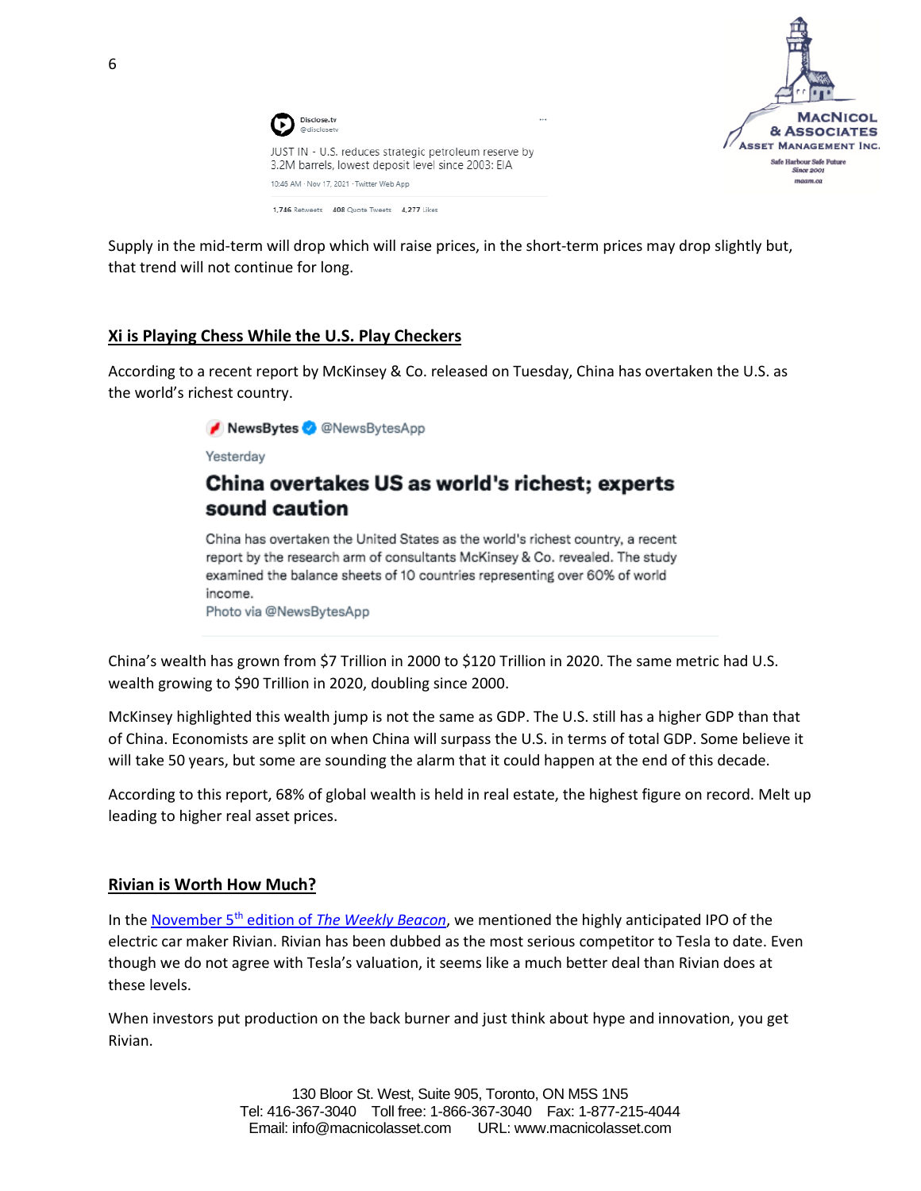Disclose.tv
@disclosetv

JUST IN - U.S. reduces strategic petroleum reserve by 3.2M barrels, lowest deposit level since 2003: EIA

10:45 AM · Nov 17, 2021 · Twitter Web App

1,746 Retweets 408 Quote Tweets 4,277 Likes

Supply in the mid-term will drop which will raise prices, in the short-term prices may drop slightly but, that trend will not continue for long.

## Xi is Playing Chess While the U.S. Play Checkers

According to a recent report by McKinsey & Co. released on Tuesday, China has overtaken the U.S. as the world's richest country.

NewsBytes @NewsBytesApp

Yesterday

**China overtakes US as world's richest; experts sound caution**

China has overtaken the United States as the world's richest country, a recent report by the research arm of consultants McKinsey & Co. revealed. The study examined the balance sheets of 10 countries representing over 60% of world income.

Photo via @NewsBytesApp

China's wealth has grown from $7 Trillion in 2000 to $120 Trillion in 2020. The same metric had U.S. wealth growing to $90 Trillion in 2020, doubling since 2000.

McKinsey highlighted this wealth jump is not the same as GDP. The U.S. still has a higher GDP than that of China. Economists are split on when China will surpass the U.S. in terms of total GDP. Some believe it will take 50 years, but some are sounding the alarm that it could happen at the end of this decade.

According to this report, 68% of global wealth is held in real estate, the highest figure on record. Melt up leading to higher real asset prices.

## Rivian is Worth How Much?

In the November 5th edition of *The Weekly Beacon*, we mentioned the highly anticipated IPO of the electric car maker Rivian. Rivian has been dubbed as the most serious competitor to Tesla to date. Even though we do not agree with Tesla's valuation, it seems like a much better deal than Rivian does at these levels.

When investors put production on the back burner and just think about hype and innovation, you get Rivian.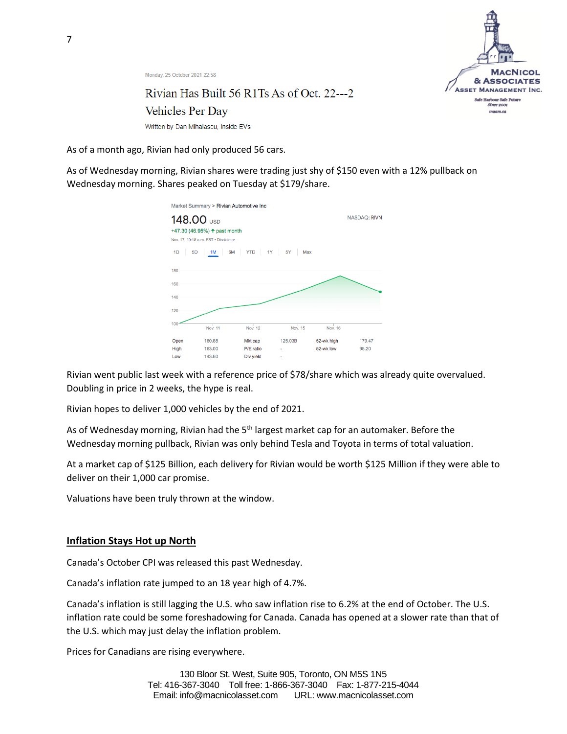Monday, 25 October 2021 22:58

Rivian Has Built 56 R1Ts As of Oct. 22---2 Vehicles Per Day

Written by Dan Mihalascu, Inside EVs

As of a month ago, Rivian had only produced 56 cars.

As of Wednesday morning, Rivian shares were trading just shy of $150 even with a 12% pullback on Wednesday morning. Shares peaked on Tuesday at $179/share.

Market Summary > Rivian Automotive Inc

148.00 USD

+47.30 (46.95%) ↑ past month

Nov. 17, 10:18 a.m. EST • Disclaimer

NASDAQ: RIVN

| Open | 160.88 | Mkt cap | 125.03B | 52-wk high | 179.47 |
|---|---|---|---|---|---|
| High | 163.00 | P/E ratio | - | 52-wk low | 95.20 |
| Low | 143.60 | Div yield | - | | |

Rivian went public last week with a reference price of $78/share which was already quite overvalued. Doubling in price in 2 weeks, the hype is real.

Rivian hopes to deliver 1,000 vehicles by the end of 2021.

As of Wednesday morning, Rivian had the 5th largest market cap for an automaker. Before the Wednesday morning pullback, Rivian was only behind Tesla and Toyota in terms of total valuation.

At a market cap of $125 Billion, each delivery for Rivian would be worth $125 Million if they were able to deliver on their 1,000 car promise.

Valuations have been truly thrown at the window.

## Inflation Stays Hot up North

Canada's October CPI was released this past Wednesday.

Canada's inflation rate jumped to an 18 year high of 4.7%.

Canada's inflation is still lagging the U.S. who saw inflation rise to 6.2% at the end of October. The U.S. inflation rate could be some foreshadowing for Canada. Canada has opened at a slower rate than that of the U.S. which may just delay the inflation problem.

Prices for Canadians are rising everywhere.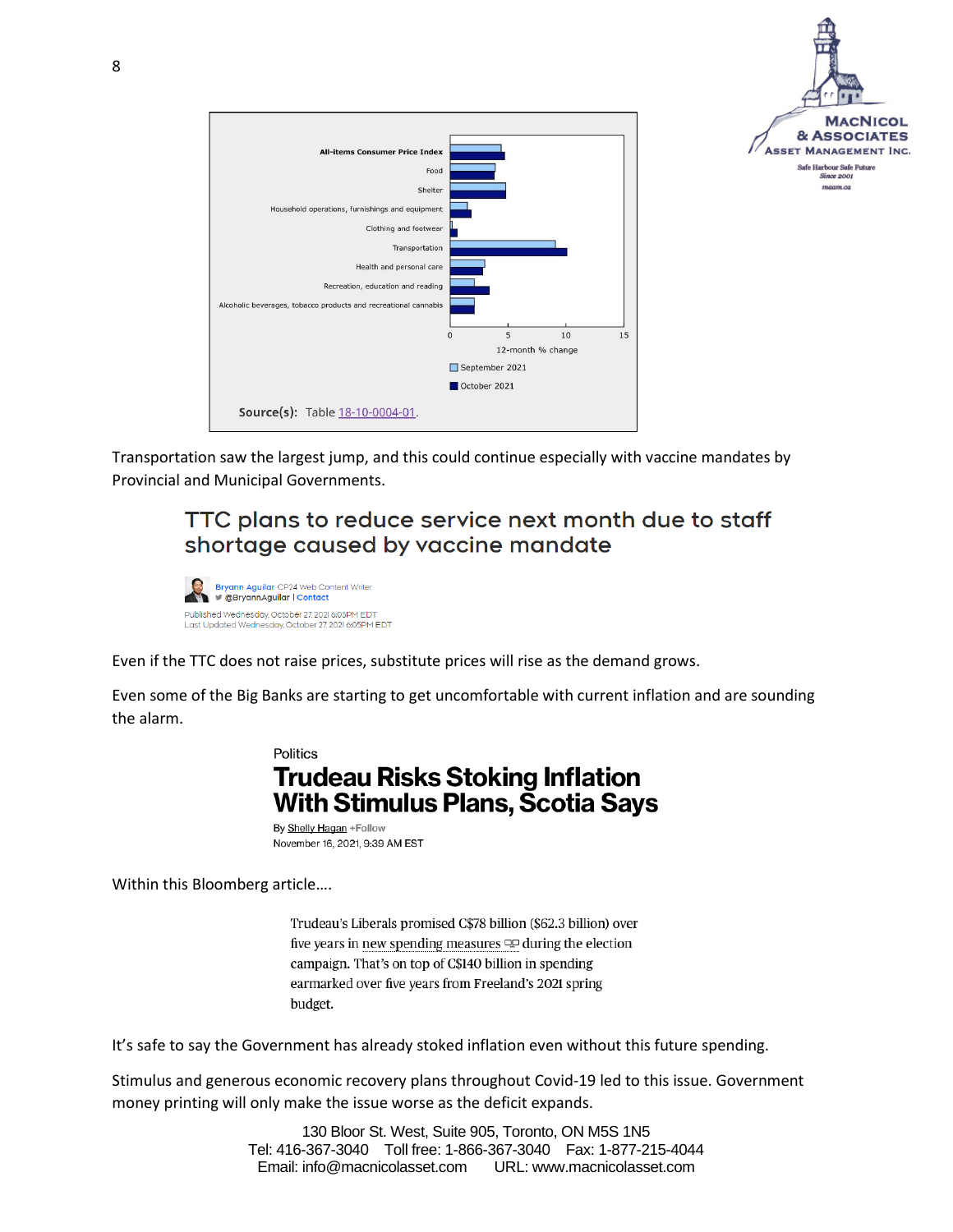All-items Consumer Price Index

Food

Shelter

Household operations, furnishings and equipment

Clothing and footwear

Transportation

Health and personal care

Recreation, education and reading

Alcoholic beverages, tobacco products and recreational cannabis

0 5 10 15

12-month % change

September 2021

October 2021

**Source(s):** Table 18-10-0004-01.

Transportation saw the largest jump, and this could continue especially with vaccine mandates by Provincial and Municipal Governments.

## TTC plans to reduce service next month due to staff shortage caused by vaccine mandate

Bryann Aguilar CP24 Web Content Writer
@BryannAguilar | Contact

Published Wednesday, October 27, 2021 6:05PM EDT
Last Updated Wednesday, October 27, 2021 6:05PM EDT

Even if the TTC does not raise prices, substitute prices will rise as the demand grows.

Even some of the Big Banks are starting to get uncomfortable with current inflation and are sounding the alarm.

Politics

## Trudeau Risks Stoking Inflation With Stimulus Plans, Scotia Says

By Shelly Hagan +Follow
November 16, 2021, 9:39 AM EST

Within this Bloomberg article….

> Trudeau's Liberals promised C$78 billion ($62.3 billion) over five years in new spending measures during the election campaign. That's on top of C$140 billion in spending earmarked over five years from Freeland's 2021 spring budget.

It's safe to say the Government has already stoked inflation even without this future spending.

Stimulus and generous economic recovery plans throughout Covid-19 led to this issue. Government money printing will only make the issue worse as the deficit expands.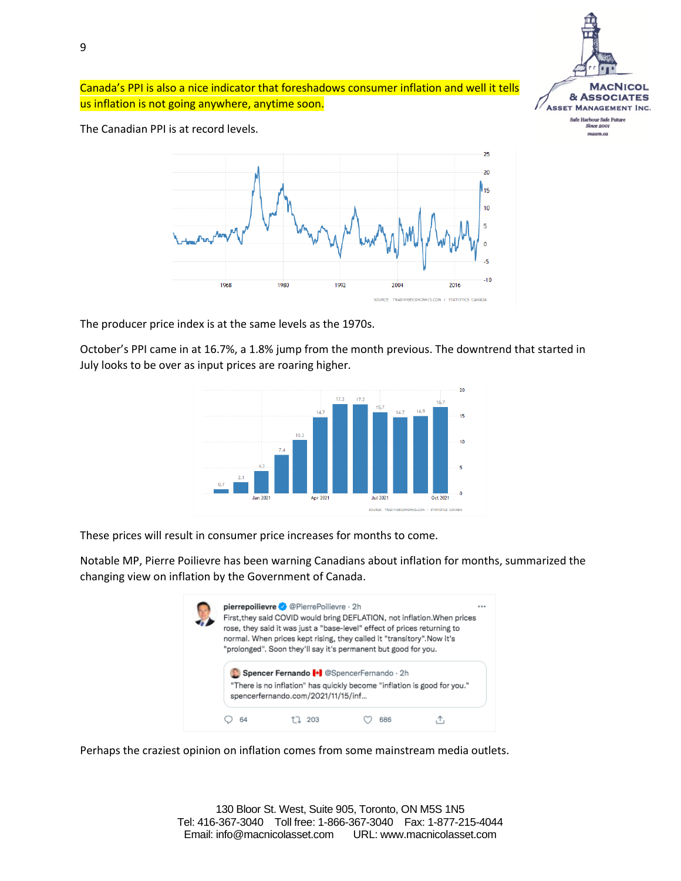Canada's PPI is also a nice indicator that foreshadows consumer inflation and well it tells us inflation is not going anywhere, anytime soon.

The Canadian PPI is at record levels.

The producer price index is at the same levels as the 1970s.

October's PPI came in at 16.7%, a 1.8% jump from the month previous. The downtrend that started in July looks to be over as input prices are roaring higher.

These prices will result in consumer price increases for months to come.

Notable MP, Pierre Poilievre has been warning Canadians about inflation for months, summarized the changing view on inflation by the Government of Canada.

Perhaps the craziest opinion on inflation comes from some mainstream media outlets.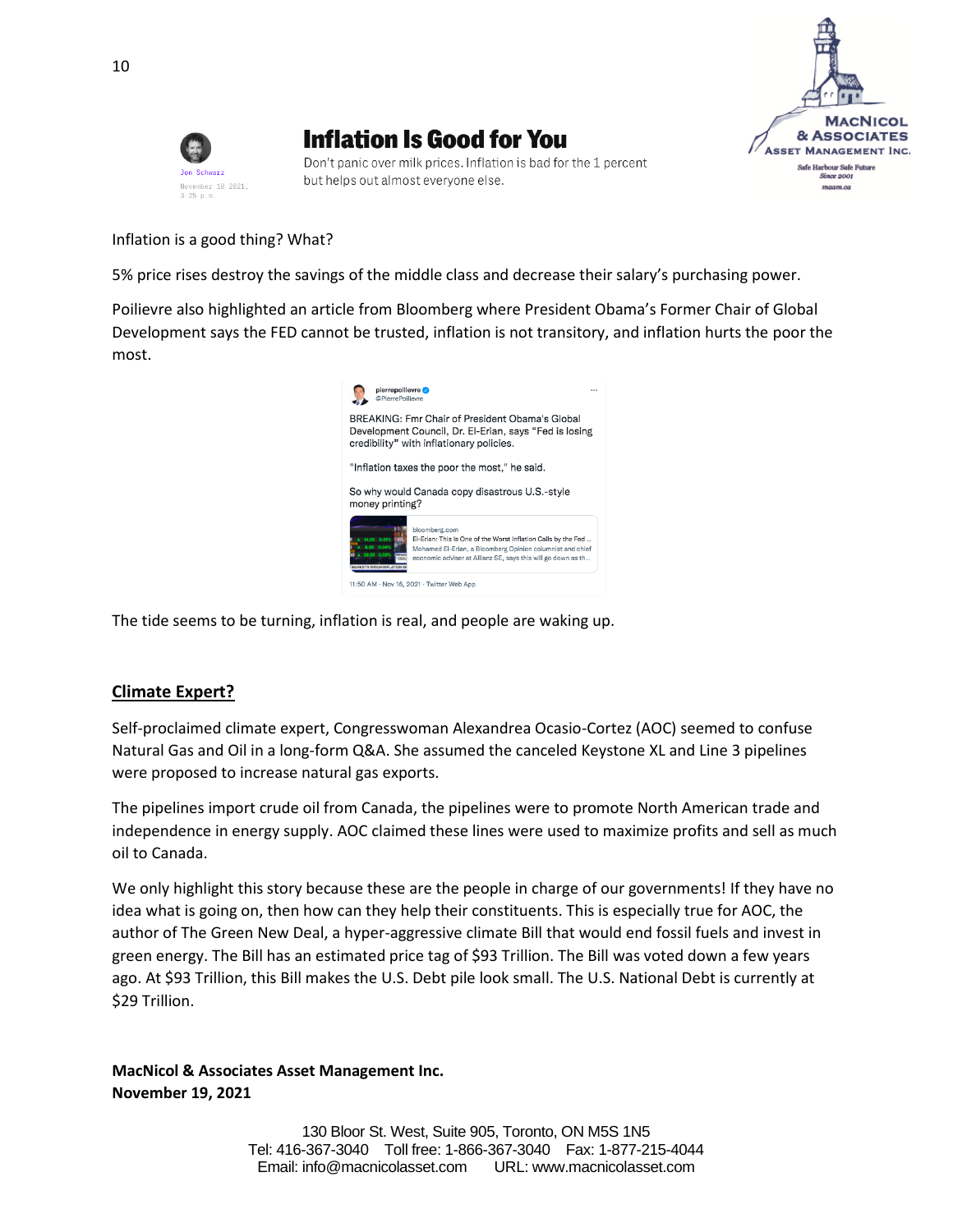Jon Schwarz
November 10 2021, 3:25 p.m.

# Inflation Is Good for You

Don't panic over milk prices. Inflation is bad for the 1 percent but helps out almost everyone else.

Inflation is a good thing? What?

5% price rises destroy the savings of the middle class and decrease their salary's purchasing power.

Poilievre also highlighted an article from Bloomberg where President Obama's Former Chair of Global Development says the FED cannot be trusted, inflation is not transitory, and inflation hurts the poor the most.

pierrepoilievre
@PierrePoilievre

BREAKING: Fmr Chair of President Obama's Global Development Council, Dr. El-Erian, says "Fed is losing credibility" with inflationary policies.

"Inflation taxes the poor the most," he said.

So why would Canada copy disastrous U.S.-style money printing?

bloomberg.com
El-Erian: This is One of the Worst Inflation Calls by the Fed ...
Mohamed El-Erian, a Bloomberg Opinion columnist and chief economic adviser at Allianz SE, says this will go down as th...

11:50 AM · Nov 16, 2021 · Twitter Web App

The tide seems to be turning, inflation is real, and people are waking up.

## Climate Expert?

Self-proclaimed climate expert, Congresswoman Alexandrea Ocasio-Cortez (AOC) seemed to confuse Natural Gas and Oil in a long-form Q&A. She assumed the canceled Keystone XL and Line 3 pipelines were proposed to increase natural gas exports.

The pipelines import crude oil from Canada, the pipelines were to promote North American trade and independence in energy supply. AOC claimed these lines were used to maximize profits and sell as much oil to Canada.

We only highlight this story because these are the people in charge of our governments! If they have no idea what is going on, then how can they help their constituents. This is especially true for AOC, the author of The Green New Deal, a hyper-aggressive climate Bill that would end fossil fuels and invest in green energy. The Bill has an estimated price tag of $93 Trillion. The Bill was voted down a few years ago. At $93 Trillion, this Bill makes the U.S. Debt pile look small. The U.S. National Debt is currently at $29 Trillion.

**MacNicol & Associates Asset Management Inc.**
**November 19, 2021**